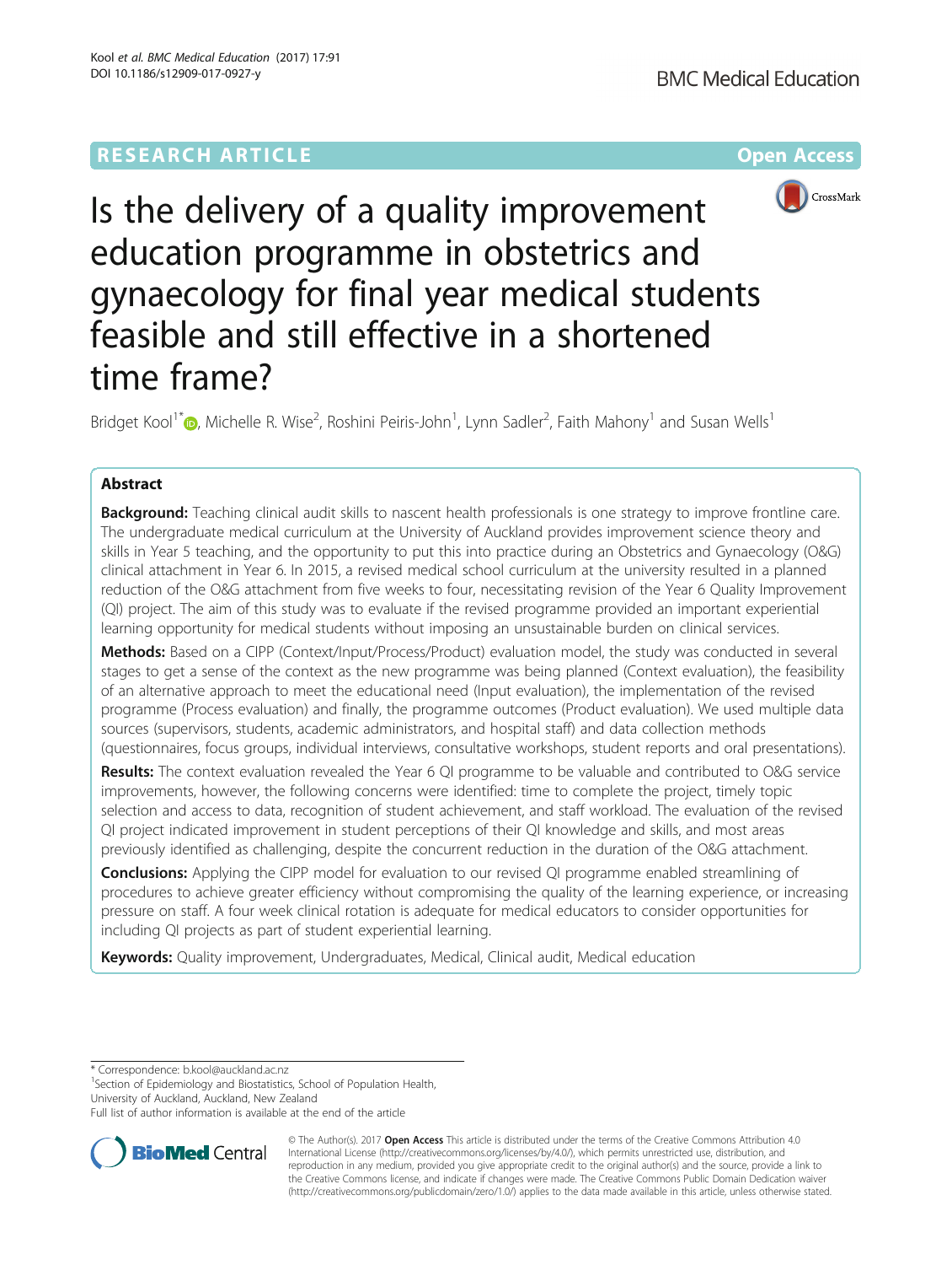RESEARCH ARTICLE

Open Access

# Is the delivery of a quality improvement education programme in obstetrics and gynaecology for final year medical students feasible and still effective in a shortened time frame?

Bridget Kool[1*], Michelle R. Wise[2], Roshini Peiris-John[1], Lynn Sadler[2], Faith Mahony[1] and Susan Wells[1]

## Abstract

**Background:** Teaching clinical audit skills to nascent health professionals is one strategy to improve frontline care. The undergraduate medical curriculum at the University of Auckland provides improvement science theory and skills in Year 5 teaching, and the opportunity to put this into practice during an Obstetrics and Gynaecology (O&G) clinical attachment in Year 6. In 2015, a revised medical school curriculum at the university resulted in a planned reduction of the O&G attachment from five weeks to four, necessitating revision of the Year 6 Quality Improvement (QI) project. The aim of this study was to evaluate if the revised programme provided an important experiential learning opportunity for medical students without imposing an unsustainable burden on clinical services.

**Methods:** Based on a CIPP (Context/Input/Process/Product) evaluation model, the study was conducted in several stages to get a sense of the context as the new programme was being planned (Context evaluation), the feasibility of an alternative approach to meet the educational need (Input evaluation), the implementation of the revised programme (Process evaluation) and finally, the programme outcomes (Product evaluation). We used multiple data sources (supervisors, students, academic administrators, and hospital staff) and data collection methods (questionnaires, focus groups, individual interviews, consultative workshops, student reports and oral presentations).

**Results:** The context evaluation revealed the Year 6 QI programme to be valuable and contributed to O&G service improvements, however, the following concerns were identified: time to complete the project, timely topic selection and access to data, recognition of student achievement, and staff workload. The evaluation of the revised QI project indicated improvement in student perceptions of their QI knowledge and skills, and most areas previously identified as challenging, despite the concurrent reduction in the duration of the O&G attachment.

**Conclusions:** Applying the CIPP model for evaluation to our revised QI programme enabled streamlining of procedures to achieve greater efficiency without compromising the quality of the learning experience, or increasing pressure on staff. A four week clinical rotation is adequate for medical educators to consider opportunities for including QI projects as part of student experiential learning.

**Keywords:** Quality improvement, Undergraduates, Medical, Clinical audit, Medical education

---

\* Correspondence: b.kool@auckland.ac.nz
[1]Section of Epidemiology and Biostatistics, School of Population Health, University of Auckland, Auckland, New Zealand
Full list of author information is available at the end of the article

© The Author(s). 2017 **Open Access** This article is distributed under the terms of the Creative Commons Attribution 4.0 International License (http://creativecommons.org/licenses/by/4.0/), which permits unrestricted use, distribution, and reproduction in any medium, provided you give appropriate credit to the original author(s) and the source, provide a link to the Creative Commons license, and indicate if changes were made. The Creative Commons Public Domain Dedication waiver (http://creativecommons.org/publicdomain/zero/1.0/) applies to the data made available in this article, unless otherwise stated.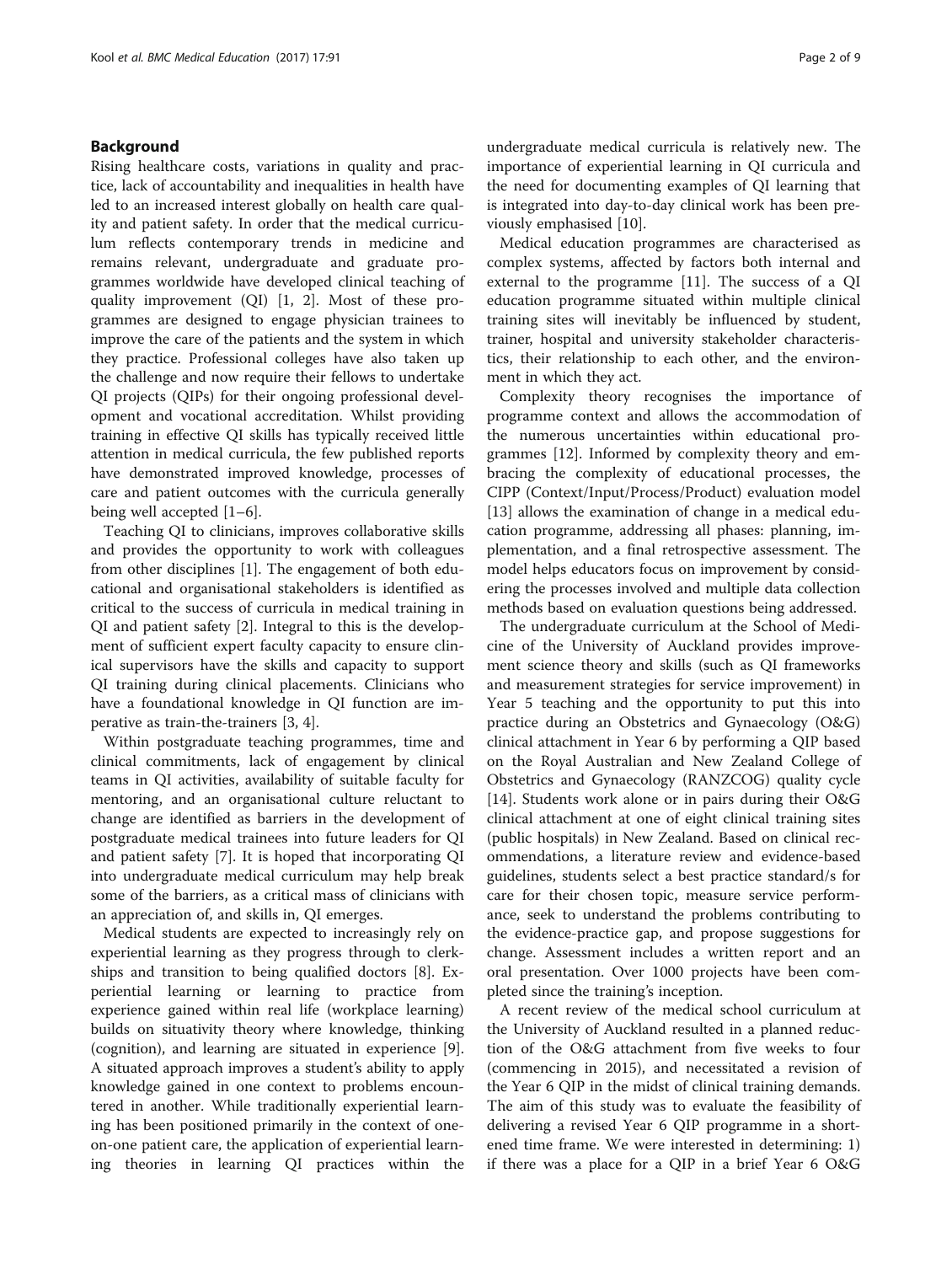## Background

Rising healthcare costs, variations in quality and practice, lack of accountability and inequalities in health have led to an increased interest globally on health care quality and patient safety. In order that the medical curriculum reflects contemporary trends in medicine and remains relevant, undergraduate and graduate programmes worldwide have developed clinical teaching of quality improvement (QI) [1, 2]. Most of these programmes are designed to engage physician trainees to improve the care of the patients and the system in which they practice. Professional colleges have also taken up the challenge and now require their fellows to undertake QI projects (QIPs) for their ongoing professional development and vocational accreditation. Whilst providing training in effective QI skills has typically received little attention in medical curricula, the few published reports have demonstrated improved knowledge, processes of care and patient outcomes with the curricula generally being well accepted [1–6].

Teaching QI to clinicians, improves collaborative skills and provides the opportunity to work with colleagues from other disciplines [1]. The engagement of both educational and organisational stakeholders is identified as critical to the success of curricula in medical training in QI and patient safety [2]. Integral to this is the development of sufficient expert faculty capacity to ensure clinical supervisors have the skills and capacity to support QI training during clinical placements. Clinicians who have a foundational knowledge in QI function are imperative as train-the-trainers [3, 4].

Within postgraduate teaching programmes, time and clinical commitments, lack of engagement by clinical teams in QI activities, availability of suitable faculty for mentoring, and an organisational culture reluctant to change are identified as barriers in the development of postgraduate medical trainees into future leaders for QI and patient safety [7]. It is hoped that incorporating QI into undergraduate medical curriculum may help break some of the barriers, as a critical mass of clinicians with an appreciation of, and skills in, QI emerges.

Medical students are expected to increasingly rely on experiential learning as they progress through to clerkships and transition to being qualified doctors [8]. Experiential learning or learning to practice from experience gained within real life (workplace learning) builds on situativity theory where knowledge, thinking (cognition), and learning are situated in experience [9]. A situated approach improves a student's ability to apply knowledge gained in one context to problems encountered in another. While traditionally experiential learning has been positioned primarily in the context of one-on-one patient care, the application of experiential learning theories in learning QI practices within the undergraduate medical curricula is relatively new. The importance of experiential learning in QI curricula and the need for documenting examples of QI learning that is integrated into day-to-day clinical work has been previously emphasised [10].

Medical education programmes are characterised as complex systems, affected by factors both internal and external to the programme [11]. The success of a QI education programme situated within multiple clinical training sites will inevitably be influenced by student, trainer, hospital and university stakeholder characteristics, their relationship to each other, and the environment in which they act.

Complexity theory recognises the importance of programme context and allows the accommodation of the numerous uncertainties within educational programmes [12]. Informed by complexity theory and embracing the complexity of educational processes, the CIPP (Context/Input/Process/Product) evaluation model [13] allows the examination of change in a medical education programme, addressing all phases: planning, implementation, and a final retrospective assessment. The model helps educators focus on improvement by considering the processes involved and multiple data collection methods based on evaluation questions being addressed.

The undergraduate curriculum at the School of Medicine of the University of Auckland provides improvement science theory and skills (such as QI frameworks and measurement strategies for service improvement) in Year 5 teaching and the opportunity to put this into practice during an Obstetrics and Gynaecology (O&G) clinical attachment in Year 6 by performing a QIP based on the Royal Australian and New Zealand College of Obstetrics and Gynaecology (RANZCOG) quality cycle [14]. Students work alone or in pairs during their O&G clinical attachment at one of eight clinical training sites (public hospitals) in New Zealand. Based on clinical recommendations, a literature review and evidence-based guidelines, students select a best practice standard/s for care for their chosen topic, measure service performance, seek to understand the problems contributing to the evidence-practice gap, and propose suggestions for change. Assessment includes a written report and an oral presentation. Over 1000 projects have been completed since the training's inception.

A recent review of the medical school curriculum at the University of Auckland resulted in a planned reduction of the O&G attachment from five weeks to four (commencing in 2015), and necessitated a revision of the Year 6 QIP in the midst of clinical training demands. The aim of this study was to evaluate the feasibility of delivering a revised Year 6 QIP programme in a shortened time frame. We were interested in determining: 1) if there was a place for a QIP in a brief Year 6 O&G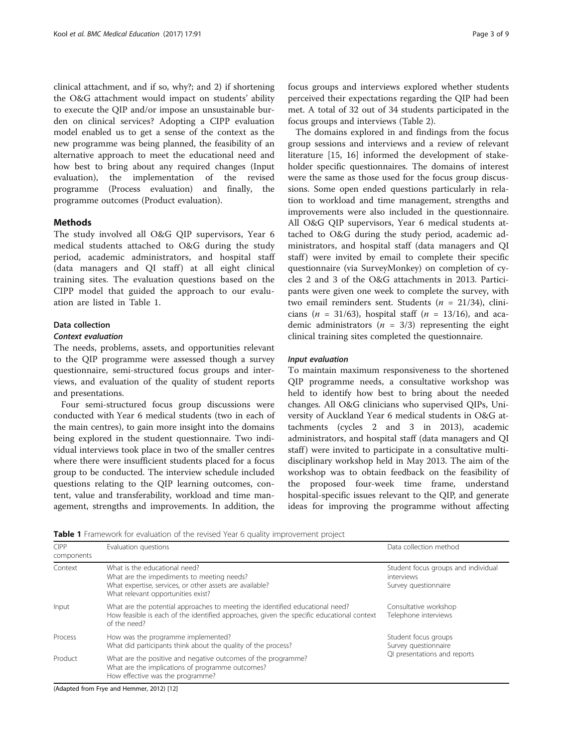clinical attachment, and if so, why?; and 2) if shortening the O&G attachment would impact on students' ability to execute the QIP and/or impose an unsustainable burden on clinical services? Adopting a CIPP evaluation model enabled us to get a sense of the context as the new programme was being planned, the feasibility of an alternative approach to meet the educational need and how best to bring about any required changes (Input evaluation), the implementation of the revised programme (Process evaluation) and finally, the programme outcomes (Product evaluation).

## Methods

The study involved all O&G QIP supervisors, Year 6 medical students attached to O&G during the study period, academic administrators, and hospital staff (data managers and QI staff) at all eight clinical training sites. The evaluation questions based on the CIPP model that guided the approach to our evaluation are listed in Table 1.

### Data collection

#### *Context evaluation*

The needs, problems, assets, and opportunities relevant to the QIP programme were assessed though a survey questionnaire, semi-structured focus groups and interviews, and evaluation of the quality of student reports and presentations.

Four semi-structured focus group discussions were conducted with Year 6 medical students (two in each of the main centres), to gain more insight into the domains being explored in the student questionnaire. Two individual interviews took place in two of the smaller centres where there were insufficient students placed for a focus group to be conducted. The interview schedule included questions relating to the QIP learning outcomes, content, value and transferability, workload and time management, strengths and improvements. In addition, the focus groups and interviews explored whether students perceived their expectations regarding the QIP had been met. A total of 32 out of 34 students participated in the focus groups and interviews (Table 2).

The domains explored in and findings from the focus group sessions and interviews and a review of relevant literature [15, 16] informed the development of stakeholder specific questionnaires. The domains of interest were the same as those used for the focus group discussions. Some open ended questions particularly in relation to workload and time management, strengths and improvements were also included in the questionnaire. All O&G QIP supervisors, Year 6 medical students attached to O&G during the study period, academic administrators, and hospital staff (data managers and QI staff) were invited by email to complete their specific questionnaire (via SurveyMonkey) on completion of cycles 2 and 3 of the O&G attachments in 2013. Participants were given one week to complete the survey, with two email reminders sent. Students ($n$ = 21/34), clinicians ($n$ = 31/63), hospital staff ($n$ = 13/16), and academic administrators ($n$ = 3/3) representing the eight clinical training sites completed the questionnaire.

#### *Input evaluation*

To maintain maximum responsiveness to the shortened QIP programme needs, a consultative workshop was held to identify how best to bring about the needed changes. All O&G clinicians who supervised QIPs, University of Auckland Year 6 medical students in O&G attachments (cycles 2 and 3 in 2013), academic administrators, and hospital staff (data managers and QI staff) were invited to participate in a consultative multidisciplinary workshop held in May 2013. The aim of the workshop was to obtain feedback on the feasibility of the proposed four-week time frame, understand hospital-specific issues relevant to the QIP, and generate ideas for improving the programme without affecting

**Table 1** Framework for evaluation of the revised Year 6 quality improvement project

| CIPP components | Evaluation questions | Data collection method |
|---|---|---|
| Context | What is the educational need?<br>What are the impediments to meeting needs?<br>What expertise, services, or other assets are available?<br>What relevant opportunities exist? | Student focus groups and individual interviews<br>Survey questionnaire |
| Input | What are the potential approaches to meeting the identified educational need?<br>How feasible is each of the identified approaches, given the specific educational context of the need? | Consultative workshop<br>Telephone interviews |
| Process | How was the programme implemented?<br>What did participants think about the quality of the process? | Student focus groups<br>Survey questionnaire<br>QI presentations and reports |
| Product | What are the positive and negative outcomes of the programme?<br>What are the implications of programme outcomes?<br>How effective was the programme? | |

(Adapted from Frye and Hemmer, 2012) [12]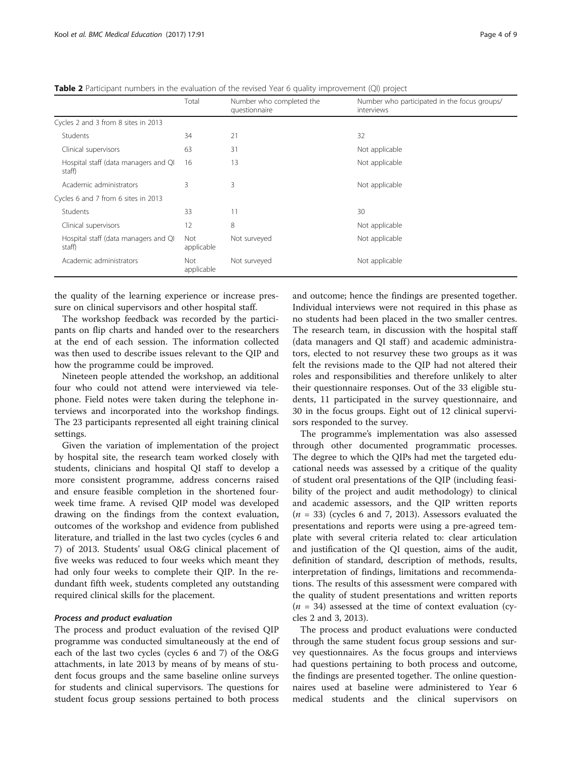**Table 2** Participant numbers in the evaluation of the revised Year 6 quality improvement (QI) project

| | Total | Number who completed the questionnaire | Number who participated in the focus groups/ interviews |
|---|---|---|---|
| Cycles 2 and 3 from 8 sites in 2013 | | | |
| Students | 34 | 21 | 32 |
| Clinical supervisors | 63 | 31 | Not applicable |
| Hospital staff (data managers and QI staff) | 16 | 13 | Not applicable |
| Academic administrators | 3 | 3 | Not applicable |
| Cycles 6 and 7 from 6 sites in 2013 | | | |
| Students | 33 | 11 | 30 |
| Clinical supervisors | 12 | 8 | Not applicable |
| Hospital staff (data managers and QI staff) | Not applicable | Not surveyed | Not applicable |
| Academic administrators | Not applicable | Not surveyed | Not applicable |

the quality of the learning experience or increase pressure on clinical supervisors and other hospital staff.

The workshop feedback was recorded by the participants on flip charts and handed over to the researchers at the end of each session. The information collected was then used to describe issues relevant to the QIP and how the programme could be improved.

Nineteen people attended the workshop, an additional four who could not attend were interviewed via telephone. Field notes were taken during the telephone interviews and incorporated into the workshop findings. The 23 participants represented all eight training clinical settings.

Given the variation of implementation of the project by hospital site, the research team worked closely with students, clinicians and hospital QI staff to develop a more consistent programme, address concerns raised and ensure feasible completion in the shortened four-week time frame. A revised QIP model was developed drawing on the findings from the context evaluation, outcomes of the workshop and evidence from published literature, and trialled in the last two cycles (cycles 6 and 7) of 2013. Students' usual O&G clinical placement of five weeks was reduced to four weeks which meant they had only four weeks to complete their QIP. In the redundant fifth week, students completed any outstanding required clinical skills for the placement.

#### *Process and product evaluation*

The process and product evaluation of the revised QIP programme was conducted simultaneously at the end of each of the last two cycles (cycles 6 and 7) of the O&G attachments, in late 2013 by means of by means of student focus groups and the same baseline online surveys for students and clinical supervisors. The questions for student focus group sessions pertained to both process and outcome; hence the findings are presented together. Individual interviews were not required in this phase as no students had been placed in the two smaller centres. The research team, in discussion with the hospital staff (data managers and QI staff) and academic administrators, elected to not resurvey these two groups as it was felt the revisions made to the QIP had not altered their roles and responsibilities and therefore unlikely to alter their questionnaire responses. Out of the 33 eligible students, 11 participated in the survey questionnaire, and 30 in the focus groups. Eight out of 12 clinical supervisors responded to the survey.

The programme's implementation was also assessed through other documented programmatic processes. The degree to which the QIPs had met the targeted educational needs was assessed by a critique of the quality of student oral presentations of the QIP (including feasibility of the project and audit methodology) to clinical and academic assessors, and the QIP written reports ($n$ = 33) (cycles 6 and 7, 2013). Assessors evaluated the presentations and reports were using a pre-agreed template with several criteria related to: clear articulation and justification of the QI question, aims of the audit, definition of standard, description of methods, results, interpretation of findings, limitations and recommendations. The results of this assessment were compared with the quality of student presentations and written reports ($n$ = 34) assessed at the time of context evaluation (cycles 2 and 3, 2013).

The process and product evaluations were conducted through the same student focus group sessions and survey questionnaires. As the focus groups and interviews had questions pertaining to both process and outcome, the findings are presented together. The online questionnaires used at baseline were administered to Year 6 medical students and the clinical supervisors on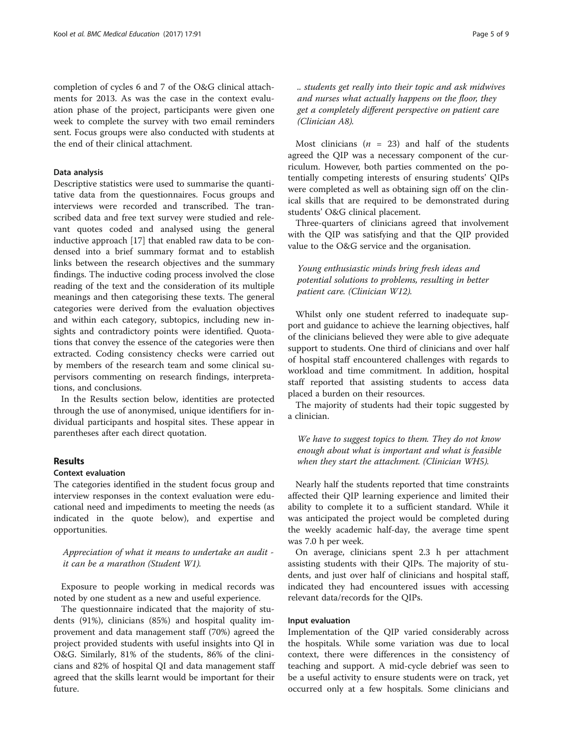completion of cycles 6 and 7 of the O&G clinical attachments for 2013. As was the case in the context evaluation phase of the project, participants were given one week to complete the survey with two email reminders sent. Focus groups were also conducted with students at the end of their clinical attachment.

### Data analysis

Descriptive statistics were used to summarise the quantitative data from the questionnaires. Focus groups and interviews were recorded and transcribed. The transcribed data and free text survey were studied and relevant quotes coded and analysed using the general inductive approach [17] that enabled raw data to be condensed into a brief summary format and to establish links between the research objectives and the summary findings. The inductive coding process involved the close reading of the text and the consideration of its multiple meanings and then categorising these texts. The general categories were derived from the evaluation objectives and within each category, subtopics, including new insights and contradictory points were identified. Quotations that convey the essence of the categories were then extracted. Coding consistency checks were carried out by members of the research team and some clinical supervisors commenting on research findings, interpretations, and conclusions.

In the Results section below, identities are protected through the use of anonymised, unique identifiers for individual participants and hospital sites. These appear in parentheses after each direct quotation.

## Results

### Context evaluation

The categories identified in the student focus group and interview responses in the context evaluation were educational need and impediments to meeting the needs (as indicated in the quote below), and expertise and opportunities.

> *Appreciation of what it means to undertake an audit - it can be a marathon (Student W1).*

Exposure to people working in medical records was noted by one student as a new and useful experience.

The questionnaire indicated that the majority of students (91%), clinicians (85%) and hospital quality improvement and data management staff (70%) agreed the project provided students with useful insights into QI in O&G. Similarly, 81% of the students, 86% of the clinicians and 82% of hospital QI and data management staff agreed that the skills learnt would be important for their future.

> *.. students get really into their topic and ask midwives and nurses what actually happens on the floor, they get a completely different perspective on patient care (Clinician A8).*

Most clinicians ($n$ = 23) and half of the students agreed the QIP was a necessary component of the curriculum. However, both parties commented on the potentially competing interests of ensuring students' QIPs were completed as well as obtaining sign off on the clinical skills that are required to be demonstrated during students' O&G clinical placement.

Three-quarters of clinicians agreed that involvement with the QIP was satisfying and that the QIP provided value to the O&G service and the organisation.

> *Young enthusiastic minds bring fresh ideas and potential solutions to problems, resulting in better patient care. (Clinician W12).*

Whilst only one student referred to inadequate support and guidance to achieve the learning objectives, half of the clinicians believed they were able to give adequate support to students. One third of clinicians and over half of hospital staff encountered challenges with regards to workload and time commitment. In addition, hospital staff reported that assisting students to access data placed a burden on their resources.

The majority of students had their topic suggested by a clinician.

> *We have to suggest topics to them. They do not know enough about what is important and what is feasible when they start the attachment. (Clinician WH5).*

Nearly half the students reported that time constraints affected their QIP learning experience and limited their ability to complete it to a sufficient standard. While it was anticipated the project would be completed during the weekly academic half-day, the average time spent was 7.0 h per week.

On average, clinicians spent 2.3 h per attachment assisting students with their QIPs. The majority of students, and just over half of clinicians and hospital staff, indicated they had encountered issues with accessing relevant data/records for the QIPs.

### Input evaluation

Implementation of the QIP varied considerably across the hospitals. While some variation was due to local context, there were differences in the consistency of teaching and support. A mid-cycle debrief was seen to be a useful activity to ensure students were on track, yet occurred only at a few hospitals. Some clinicians and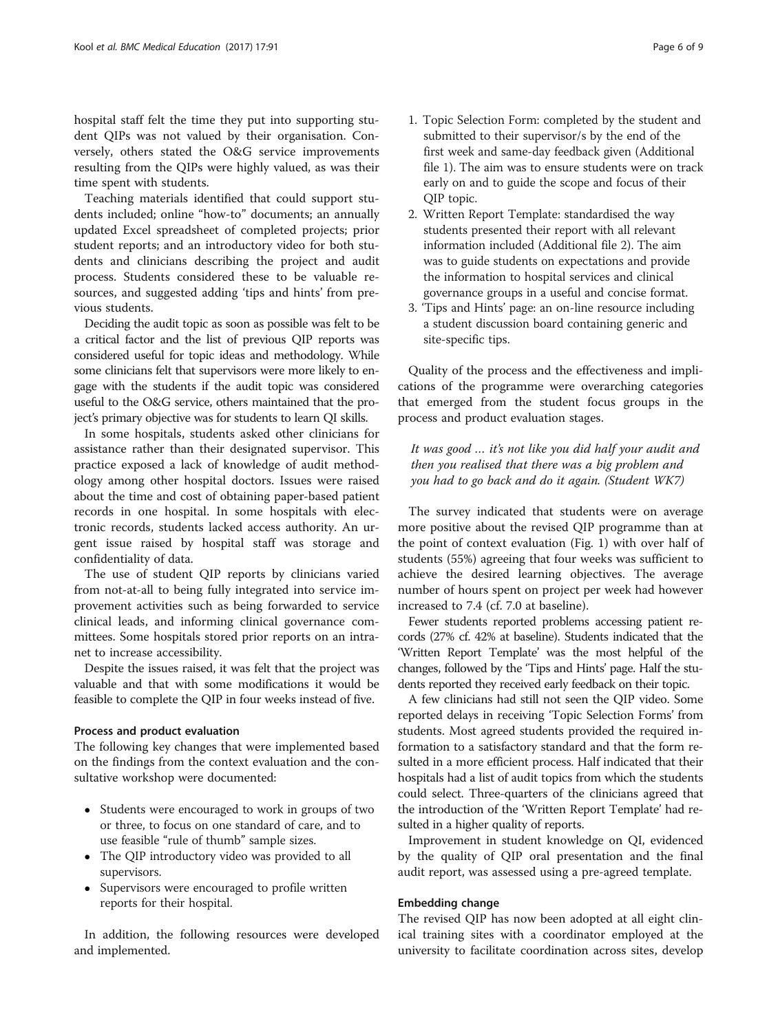hospital staff felt the time they put into supporting student QIPs was not valued by their organisation. Conversely, others stated the O&G service improvements resulting from the QIPs were highly valued, as was their time spent with students.

Teaching materials identified that could support students included; online "how-to" documents; an annually updated Excel spreadsheet of completed projects; prior student reports; and an introductory video for both students and clinicians describing the project and audit process. Students considered these to be valuable resources, and suggested adding 'tips and hints' from previous students.

Deciding the audit topic as soon as possible was felt to be a critical factor and the list of previous QIP reports was considered useful for topic ideas and methodology. While some clinicians felt that supervisors were more likely to engage with the students if the audit topic was considered useful to the O&G service, others maintained that the project's primary objective was for students to learn QI skills.

In some hospitals, students asked other clinicians for assistance rather than their designated supervisor. This practice exposed a lack of knowledge of audit methodology among other hospital doctors. Issues were raised about the time and cost of obtaining paper-based patient records in one hospital. In some hospitals with electronic records, students lacked access authority. An urgent issue raised by hospital staff was storage and confidentiality of data.

The use of student QIP reports by clinicians varied from not-at-all to being fully integrated into service improvement activities such as being forwarded to service clinical leads, and informing clinical governance committees. Some hospitals stored prior reports on an intranet to increase accessibility.

Despite the issues raised, it was felt that the project was valuable and that with some modifications it would be feasible to complete the QIP in four weeks instead of five.

### Process and product evaluation

The following key changes that were implemented based on the findings from the context evaluation and the consultative workshop were documented:

- Students were encouraged to work in groups of two or three, to focus on one standard of care, and to use feasible "rule of thumb" sample sizes.
- The QIP introductory video was provided to all supervisors.
- Supervisors were encouraged to profile written reports for their hospital.

In addition, the following resources were developed and implemented.

1. Topic Selection Form: completed by the student and submitted to their supervisor/s by the end of the first week and same-day feedback given (Additional file 1). The aim was to ensure students were on track early on and to guide the scope and focus of their QIP topic.
2. Written Report Template: standardised the way students presented their report with all relevant information included (Additional file 2). The aim was to guide students on expectations and provide the information to hospital services and clinical governance groups in a useful and concise format.
3. 'Tips and Hints' page: an on-line resource including a student discussion board containing generic and site-specific tips.

Quality of the process and the effectiveness and implications of the programme were overarching categories that emerged from the student focus groups in the process and product evaluation stages.

> *It was good … it's not like you did half your audit and then you realised that there was a big problem and you had to go back and do it again. (Student WK7)*

The survey indicated that students were on average more positive about the revised QIP programme than at the point of context evaluation (Fig. 1) with over half of students (55%) agreeing that four weeks was sufficient to achieve the desired learning objectives. The average number of hours spent on project per week had however increased to 7.4 (cf. 7.0 at baseline).

Fewer students reported problems accessing patient records (27% cf. 42% at baseline). Students indicated that the 'Written Report Template' was the most helpful of the changes, followed by the 'Tips and Hints' page. Half the students reported they received early feedback on their topic.

A few clinicians had still not seen the QIP video. Some reported delays in receiving 'Topic Selection Forms' from students. Most agreed students provided the required information to a satisfactory standard and that the form resulted in a more efficient process. Half indicated that their hospitals had a list of audit topics from which the students could select. Three-quarters of the clinicians agreed that the introduction of the 'Written Report Template' had resulted in a higher quality of reports.

Improvement in student knowledge on QI, evidenced by the quality of QIP oral presentation and the final audit report, was assessed using a pre-agreed template.

### Embedding change

The revised QIP has now been adopted at all eight clinical training sites with a coordinator employed at the university to facilitate coordination across sites, develop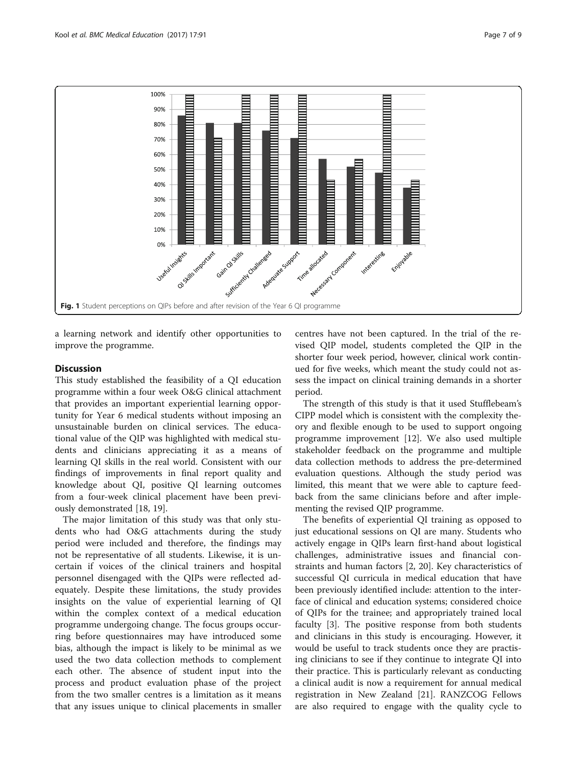100%
90%
80%
70%
60%
50%
40%
30%
20%
10%
0%

Useful Insights
QI Skills Important
Gain QI Skills
Sufficiently Challenged
Adequate Support
Time allocated
Necessary Component
Interesting
Enjoyable

**Fig. 1** Student perceptions on QIPs before and after revision of the Year 6 QI programme

a learning network and identify other opportunities to improve the programme.

## Discussion

This study established the feasibility of a QI education programme within a four week O&G clinical attachment that provides an important experiential learning opportunity for Year 6 medical students without imposing an unsustainable burden on clinical services. The educational value of the QIP was highlighted with medical students and clinicians appreciating it as a means of learning QI skills in the real world. Consistent with our findings of improvements in final report quality and knowledge about QI, positive QI learning outcomes from a four-week clinical placement have been previously demonstrated [18, 19].

The major limitation of this study was that only students who had O&G attachments during the study period were included and therefore, the findings may not be representative of all students. Likewise, it is uncertain if voices of the clinical trainers and hospital personnel disengaged with the QIPs were reflected adequately. Despite these limitations, the study provides insights on the value of experiential learning of QI within the complex context of a medical education programme undergoing change. The focus groups occurring before questionnaires may have introduced some bias, although the impact is likely to be minimal as we used the two data collection methods to complement each other. The absence of student input into the process and product evaluation phase of the project from the two smaller centres is a limitation as it means that any issues unique to clinical placements in smaller centres have not been captured. In the trial of the revised QIP model, students completed the QIP in the shorter four week period, however, clinical work continued for five weeks, which meant the study could not assess the impact on clinical training demands in a shorter period.

The strength of this study is that it used Stufflebeam's CIPP model which is consistent with the complexity theory and flexible enough to be used to support ongoing programme improvement [12]. We also used multiple stakeholder feedback on the programme and multiple data collection methods to address the pre-determined evaluation questions. Although the study period was limited, this meant that we were able to capture feedback from the same clinicians before and after implementing the revised QIP programme.

The benefits of experiential QI training as opposed to just educational sessions on QI are many. Students who actively engage in QIPs learn first-hand about logistical challenges, administrative issues and financial constraints and human factors [2, 20]. Key characteristics of successful QI curricula in medical education that have been previously identified include: attention to the interface of clinical and education systems; considered choice of QIPs for the trainee; and appropriately trained local faculty [3]. The positive response from both students and clinicians in this study is encouraging. However, it would be useful to track students once they are practising clinicians to see if they continue to integrate QI into their practice. This is particularly relevant as conducting a clinical audit is now a requirement for annual medical registration in New Zealand [21]. RANZCOG Fellows are also required to engage with the quality cycle to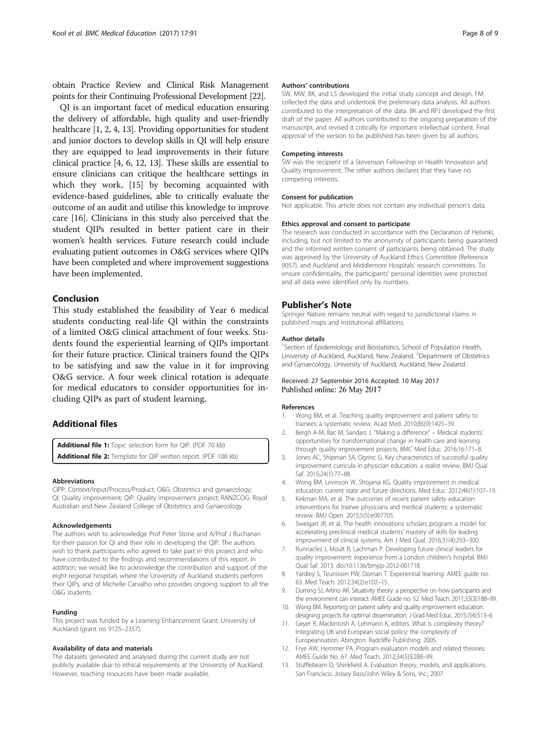obtain Practice Review and Clinical Risk Management points for their Continuing Professional Development [22].

QI is an important facet of medical education ensuring the delivery of affordable, high quality and user-friendly healthcare [1, 2, 4, 13]. Providing opportunities for student and junior doctors to develop skills in QI will help ensure they are equipped to lead improvements in their future clinical practice [4, 6, 12, 13]. These skills are essential to ensure clinicians can critique the healthcare settings in which they work, [15] by becoming acquainted with evidence-based guidelines, able to critically evaluate the outcome of an audit and utilise this knowledge to improve care [16]. Clinicians in this study also perceived that the student QIPs resulted in better patient care in their women's health services. Future research could include evaluating patient outcomes in O&G services where QIPs have been completed and where improvement suggestions have been implemented.

## Conclusion

This study established the feasibility of Year 6 medical students conducting real-life QI within the constraints of a limited O&G clinical attachment of four weeks. Students found the experiential learning of QIPs important for their future practice. Clinical trainers found the QIPs to be satisfying and saw the value in it for improving O&G service. A four week clinical rotation is adequate for medical educators to consider opportunities for including QIPs as part of student learning.

## Additional files

**Additional file 1:** Topic selection form for QIP. (PDF 70 kb)
**Additional file 2:** Template for QIP written report. (PDF 108 kb)

#### Abbreviations

CIPP: Context/Input/Process/Product; O&G: Obstetrics and gynaecology; QI: Quality improvement; QIP: Quality improvement project; RANZCOG: Royal Australian and New Zealand College of Obstetrics and Gynaecology

#### Acknowledgements

The authors wish to acknowledge Prof Peter Stone and A/Prof J Buchanan for their passion for QI and their role in developing the QIP. The authors wish to thank participants who agreed to take part in this project and who have contributed to the findings and recommendations of this report. In addition, we would like to acknowledge the contribution and support of the eight regional hospitals where the University of Auckland students perform their QIPs, and of Michelle Carvalho who provides ongoing support to all the O&G students.

#### Funding

This project was funded by a Learning Enhancement Grant, University of Auckland (grant no 9125–2357).

#### Availability of data and materials

The datasets generated and analysed during the current study are not publicly available due to ethical requirements at the University of Auckland. However, teaching resources have been made available.

#### Authors' contributions

SW, MW, BK, and LS developed the initial study concept and design. FM collected the data and undertook the preliminary data analysis. All authors contributed to the interpretation of the data. BK and RPJ developed the first draft of the paper. All authors contributed to the ongoing preparation of the manuscript, and revised it critically for important intellectual content. Final approval of the version to be published has been given by all authors.

#### Competing interests

SW was the recipient of a Stevenson Fellowship in Health Innovation and Quality Improvement. The other authors declares that they have no competing interests.

#### Consent for publication

Not applicable. This article does not contain any individual person's data.

#### Ethics approval and consent to participate

The research was conducted in accordance with the Declaration of Helsinki, including, but not limited to the anonymity of participants being guaranteed and the informed written consent of participants being obtained. The study was approved by the University of Auckland Ethics Committee (Reference 9057), and Auckland and Middlemore Hospitals' research committees. To ensure confidentiality, the participants' personal identities were protected and all data were identified only by numbers.

## Publisher's Note

Springer Nature remains neutral with regard to jurisdictional claims in published maps and institutional affiliations.

#### Author details

[1]Section of Epidemiology and Biostatistics, School of Population Health, University of Auckland, Auckland, New Zealand. [2]Department of Obstetrics and Gynaecology, University of Auckland, Auckland, New Zealand.

Received: 27 September 2016 Accepted: 10 May 2017
Published online: 26 May 2017

#### References

1. Wong BM, et al. Teaching quality improvement and patient safety to trainees: a systematic review. Acad Med. 2010;85(9):1425–39.
2. Bergh A-M, Bac M, Sandars J. "Making a difference" – Medical students' opportunities for transformational change in health care and learning through quality improvement projects. BMC Med Educ. 2016;16:171–8.
3. Jones AC, Shipman SA, Ogrinc G. Key characteristics of successful quality improvement curricula in physician education: a realist review. BMJ Qual Saf. 2015;24(1):77–88.
4. Wong BM, Levinson W, Shojania KG. Quality improvement in medical education: current state and future directions. Med Educ. 2012;46(1):107–19.
5. Kirkman MA, et al. The outcomes of recent patient safety education interventions for trainee physicians and medical students: a systematic review. BMJ Open. 2015;5(5):e007705.
6. Sweigart JR, et al. The health innovations scholars program: a model for accelerating preclinical medical students' mastery of skills for leading improvement of clinical systems. Am J Med Qual. 2016;31(4):293–300.
7. Runnacles J, Moult B, Lachman P. Developing future clinical leaders for quality improvement: experience from a London children's hospital. BMJ Qual Saf. 2013. doi:10.1136/bmjqs-2012-001718.
8. Yardley S, Teunissen PW, Dornan T. Experiential learning: AMEE guide no. 63. Med Teach. 2012;34(2):e102–15.
9. Durning SJ, Artino AR. Situativity theory: a perspective on how participants and the environment can interact: AMEE Guide no. 52. Med Teach. 2011;33(3):188–99.
10. Wong BM. Reporting on patient safety and quality improvement education: designing projects for optimal dissemination. J Grad Med Educ. 2015;7(4):513–6.
11. Geyer R, Mackintosh A, Lehmann K, editors. What is complexity theory? Integrating UK and European social policy: the complexity of Europeanisation. Abington: Radcliffe Publishing; 2005.
12. Frye AW, Hemmer PA. Program evaluation models and related theories: AMEE Guide No. 67. Med Teach. 2012;34(5):E288–99.
13. Stufflebeam D, Shinkfield A. Evaluation theory, models, and applications. San Francisco: Jossey Bass/John Wiley & Sons, Inc.; 2007.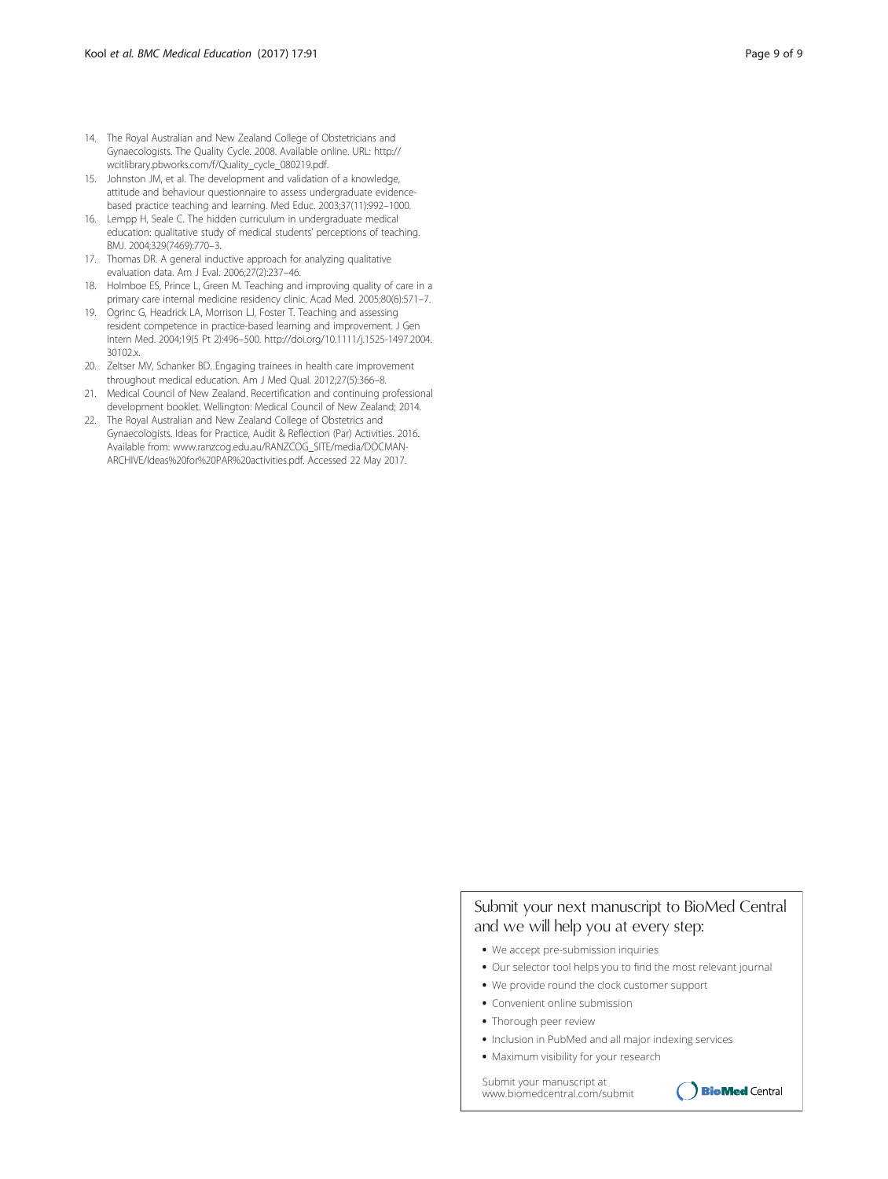14. The Royal Australian and New Zealand College of Obstetricians and Gynaecologists. The Quality Cycle. 2008. Available online. URL: http://wcitlibrary.pbworks.com/f/Quality_cycle_080219.pdf.
15. Johnston JM, et al. The development and validation of a knowledge, attitude and behaviour questionnaire to assess undergraduate evidence-based practice teaching and learning. Med Educ. 2003;37(11):992–1000.
16. Lempp H, Seale C. The hidden curriculum in undergraduate medical education: qualitative study of medical students' perceptions of teaching. BMJ. 2004;329(7469):770–3.
17. Thomas DR. A general inductive approach for analyzing qualitative evaluation data. Am J Eval. 2006;27(2):237–46.
18. Holmboe ES, Prince L, Green M. Teaching and improving quality of care in a primary care internal medicine residency clinic. Acad Med. 2005;80(6):571–7.
19. Ogrinc G, Headrick LA, Morrison LJ, Foster T. Teaching and assessing resident competence in practice-based learning and improvement. J Gen Intern Med. 2004;19(5 Pt 2):496–500. http://doi.org/10.1111/j.1525-1497.2004.30102.x.
20. Zeltser MV, Schanker BD. Engaging trainees in health care improvement throughout medical education. Am J Med Qual. 2012;27(5):366–8.
21. Medical Council of New Zealand. Recertification and continuing professional development booklet. Wellington: Medical Council of New Zealand; 2014.
22. The Royal Australian and New Zealand College of Obstetrics and Gynaecologists. Ideas for Practice, Audit & Reflection (Par) Activities. 2016. Available from: www.ranzcog.edu.au/RANZCOG_SITE/media/DOCMAN-ARCHIVE/Ideas%20for%20PAR%20activities.pdf. Accessed 22 May 2017.

Submit your next manuscript to BioMed Central and we will help you at every step:

- We accept pre-submission inquiries
- Our selector tool helps you to find the most relevant journal
- We provide round the clock customer support
- Convenient online submission
- Thorough peer review
- Inclusion in PubMed and all major indexing services
- Maximum visibility for your research

Submit your manuscript at www.biomedcentral.com/submit

BioMed Central